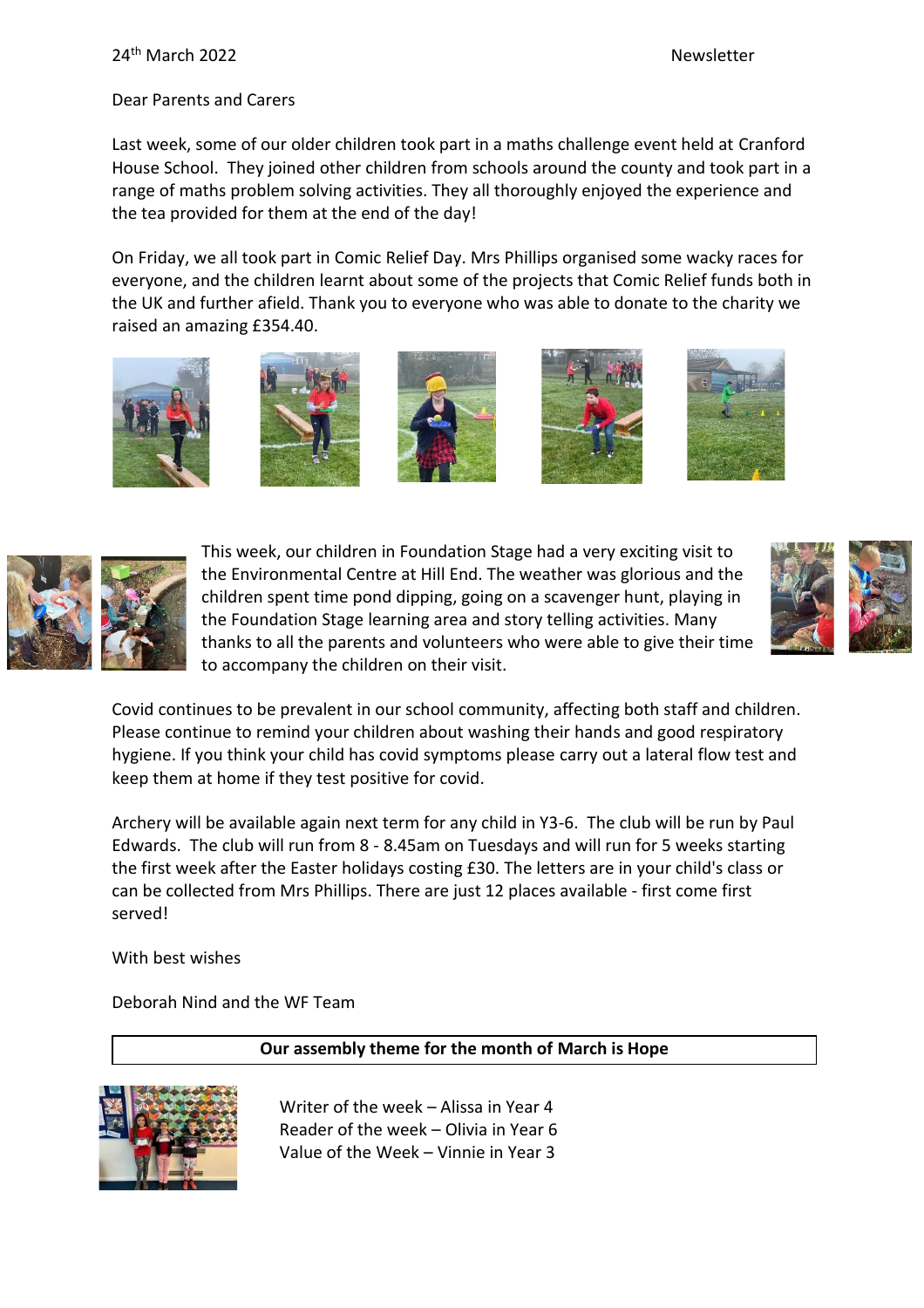24th March 2022 Newsletter

Dear Parents and Carers

Last week, some of our older children took part in a maths challenge event held at Cranford House School. They joined other children from schools around the county and took part in a range of maths problem solving activities. They all thoroughly enjoyed the experience and the tea provided for them at the end of the day!

On Friday, we all took part in Comic Relief Day. Mrs Phillips organised some wacky races for everyone, and the children learnt about some of the projects that Comic Relief funds both in the UK and further afield. Thank you to everyone who was able to donate to the charity we raised an amazing £354.40.

This week, our children in Foundation Stage had a very exciting visit to the Environmental Centre at Hill End. The weather was glorious and the children spent time pond dipping, going on a scavenger hunt, playing in the Foundation Stage learning area and story telling activities. Many thanks to all the parents and volunteers who were able to give their time to accompany the children on their visit.

Covid continues to be prevalent in our school community, affecting both staff and children. Please continue to remind your children about washing their hands and good respiratory hygiene. If you think your child has covid symptoms please carry out a lateral flow test and keep them at home if they test positive for covid.

Archery will be available again next term for any child in Y3-6. The club will be run by Paul Edwards. The club will run from 8 - 8.45am on Tuesdays and will run for 5 weeks starting the first week after the Easter holidays costing £30. The letters are in your child's class or can be collected from Mrs Phillips. There are just 12 places available - first come first served!

With best wishes

Deborah Nind and the WF Team

**Our assembly theme for the month of March is Hope**

Writer of the week – Alissa in Year 4
Reader of the week – Olivia in Year 6
Value of the Week – Vinnie in Year 3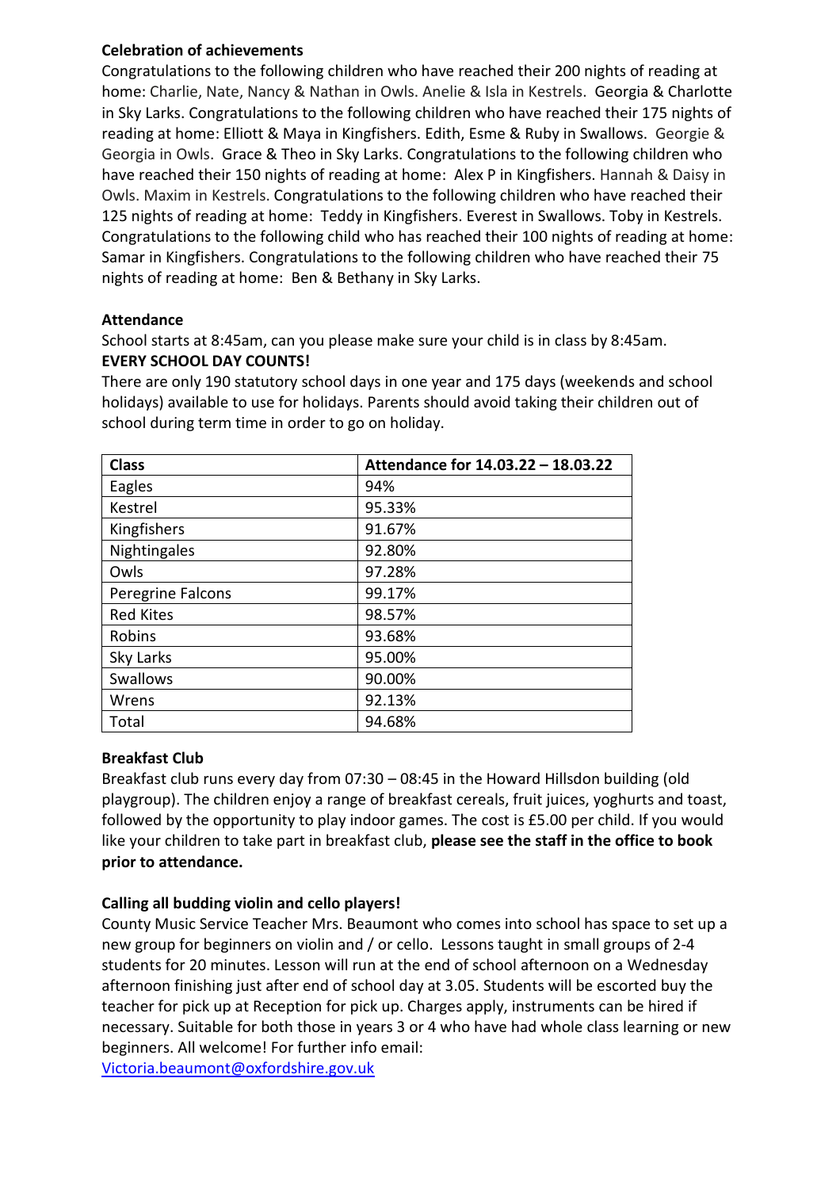**Celebration of achievements**

Congratulations to the following children who have reached their 200 nights of reading at home: Charlie, Nate, Nancy & Nathan in Owls. Anelie & Isla in Kestrels. Georgia & Charlotte in Sky Larks. Congratulations to the following children who have reached their 175 nights of reading at home: Elliott & Maya in Kingfishers. Edith, Esme & Ruby in Swallows. Georgie & Georgia in Owls. Grace & Theo in Sky Larks. Congratulations to the following children who have reached their 150 nights of reading at home: Alex P in Kingfishers. Hannah & Daisy in Owls. Maxim in Kestrels. Congratulations to the following children who have reached their 125 nights of reading at home: Teddy in Kingfishers. Everest in Swallows. Toby in Kestrels. Congratulations to the following child who has reached their 100 nights of reading at home: Samar in Kingfishers. Congratulations to the following children who have reached their 75 nights of reading at home: Ben & Bethany in Sky Larks.

**Attendance**

School starts at 8:45am, can you please make sure your child is in class by 8:45am.
**EVERY SCHOOL DAY COUNTS!**
There are only 190 statutory school days in one year and 175 days (weekends and school holidays) available to use for holidays. Parents should avoid taking their children out of school during term time in order to go on holiday.

| Class | Attendance for 14.03.22 – 18.03.22 |
|---|---|
| Eagles | 94% |
| Kestrel | 95.33% |
| Kingfishers | 91.67% |
| Nightingales | 92.80% |
| Owls | 97.28% |
| Peregrine Falcons | 99.17% |
| Red Kites | 98.57% |
| Robins | 93.68% |
| Sky Larks | 95.00% |
| Swallows | 90.00% |
| Wrens | 92.13% |
| Total | 94.68% |

**Breakfast Club**

Breakfast club runs every day from 07:30 – 08:45 in the Howard Hillsdon building (old playgroup). The children enjoy a range of breakfast cereals, fruit juices, yoghurts and toast, followed by the opportunity to play indoor games. The cost is £5.00 per child. If you would like your children to take part in breakfast club, **please see the staff in the office to book prior to attendance.**

**Calling all budding violin and cello players!**

County Music Service Teacher Mrs. Beaumont who comes into school has space to set up a new group for beginners on violin and / or cello. Lessons taught in small groups of 2-4 students for 20 minutes. Lesson will run at the end of school afternoon on a Wednesday afternoon finishing just after end of school day at 3.05. Students will be escorted buy the teacher for pick up at Reception for pick up. Charges apply, instruments can be hired if necessary. Suitable for both those in years 3 or 4 who have had whole class learning or new beginners. All welcome! For further info email:
Victoria.beaumont@oxfordshire.gov.uk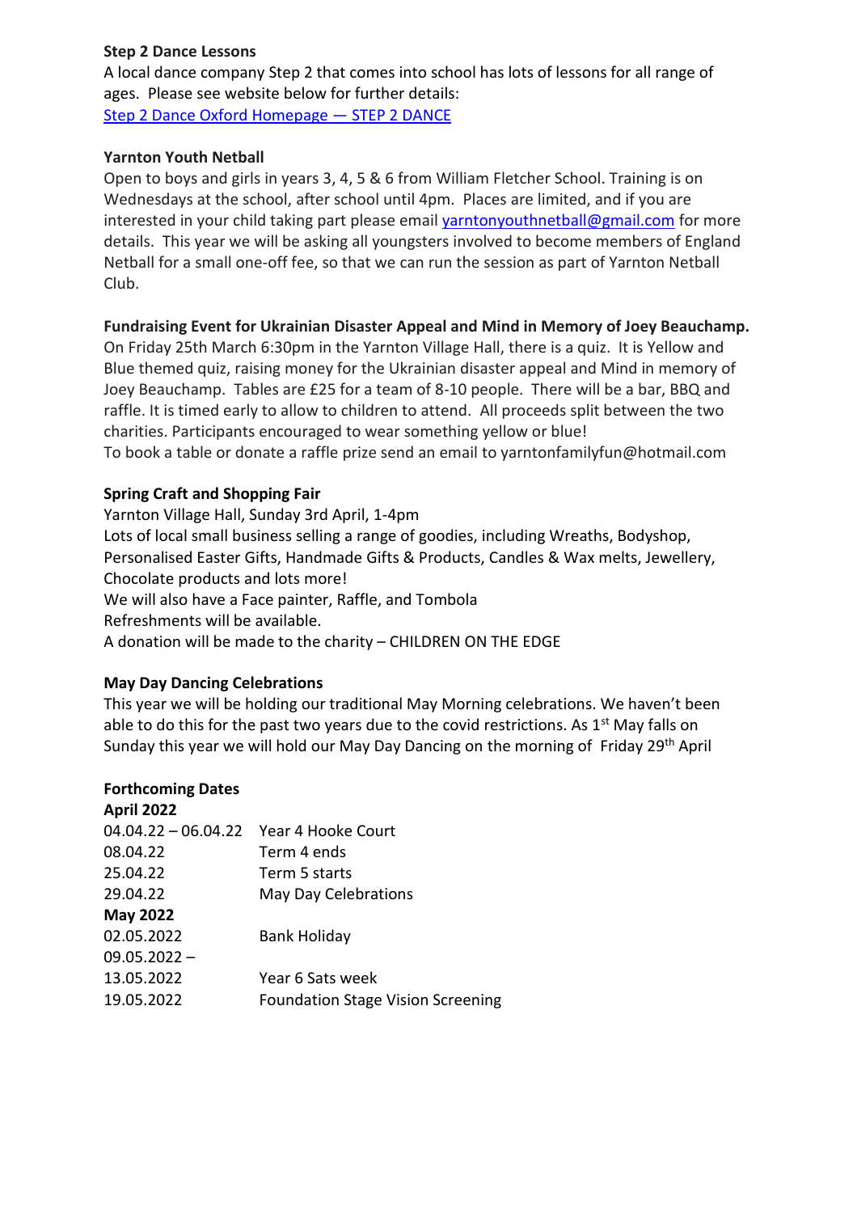**Step 2 Dance Lessons**

A local dance company Step 2 that comes into school has lots of lessons for all range of ages. Please see website below for further details:
[Step 2 Dance Oxford Homepage — STEP 2 DANCE]()

**Yarnton Youth Netball**

Open to boys and girls in years 3, 4, 5 & 6 from William Fletcher School. Training is on Wednesdays at the school, after school until 4pm. Places are limited, and if you are interested in your child taking part please email yarntonyouthnetball@gmail.com for more details. This year we will be asking all youngsters involved to become members of England Netball for a small one-off fee, so that we can run the session as part of Yarnton Netball Club.

**Fundraising Event for Ukrainian Disaster Appeal and Mind in Memory of Joey Beauchamp.**

On Friday 25th March 6:30pm in the Yarnton Village Hall, there is a quiz. It is Yellow and Blue themed quiz, raising money for the Ukrainian disaster appeal and Mind in memory of Joey Beauchamp. Tables are £25 for a team of 8-10 people. There will be a bar, BBQ and raffle. It is timed early to allow to children to attend. All proceeds split between the two charities. Participants encouraged to wear something yellow or blue!
To book a table or donate a raffle prize send an email to yarntonfamilyfun@hotmail.com

**Spring Craft and Shopping Fair**

Yarnton Village Hall, Sunday 3rd April, 1-4pm
Lots of local small business selling a range of goodies, including Wreaths, Bodyshop, Personalised Easter Gifts, Handmade Gifts & Products, Candles & Wax melts, Jewellery, Chocolate products and lots more!
We will also have a Face painter, Raffle, and Tombola
Refreshments will be available.
A donation will be made to the charity – CHILDREN ON THE EDGE

**May Day Dancing Celebrations**

This year we will be holding our traditional May Morning celebrations. We haven't been able to do this for the past two years due to the covid restrictions. As 1st May falls on Sunday this year we will hold our May Day Dancing on the morning of Friday 29th April

**Forthcoming Dates**

| **April 2022** | |
|---|---|
| 04.04.22 – 06.04.22 | Year 4 Hooke Court |
| 08.04.22 | Term 4 ends |
| 25.04.22 | Term 5 starts |
| 29.04.22 | May Day Celebrations |
| **May 2022** | |
| 02.05.2022 | Bank Holiday |
| 09.05.2022 – 13.05.2022 | Year 6 Sats week |
| 19.05.2022 | Foundation Stage Vision Screening |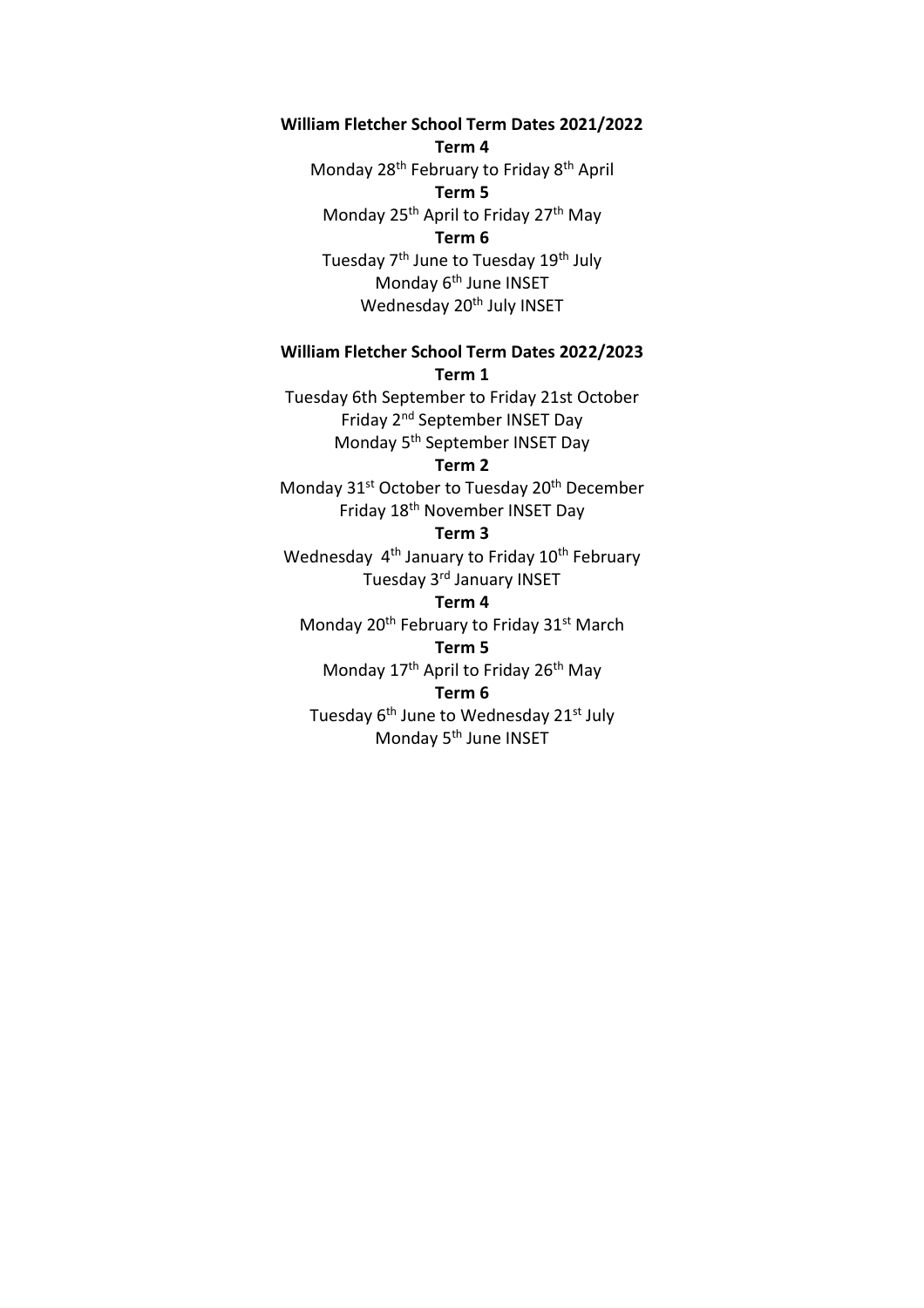**William Fletcher School Term Dates 2021/2022**

**Term 4**

Monday 28th February to Friday 8th April

**Term 5**

Monday 25th April to Friday 27th May

**Term 6**

Tuesday 7th June to Tuesday 19th July

Monday 6th June INSET

Wednesday 20th July INSET

**William Fletcher School Term Dates 2022/2023**

**Term 1**

Tuesday 6th September to Friday 21st October

Friday 2nd September INSET Day

Monday 5th September INSET Day

**Term 2**

Monday 31st October to Tuesday 20th December

Friday 18th November INSET Day

**Term 3**

Wednesday 4th January to Friday 10th February

Tuesday 3rd January INSET

**Term 4**

Monday 20th February to Friday 31st March

**Term 5**

Monday 17th April to Friday 26th May

**Term 6**

Tuesday 6th June to Wednesday 21st July

Monday 5th June INSET